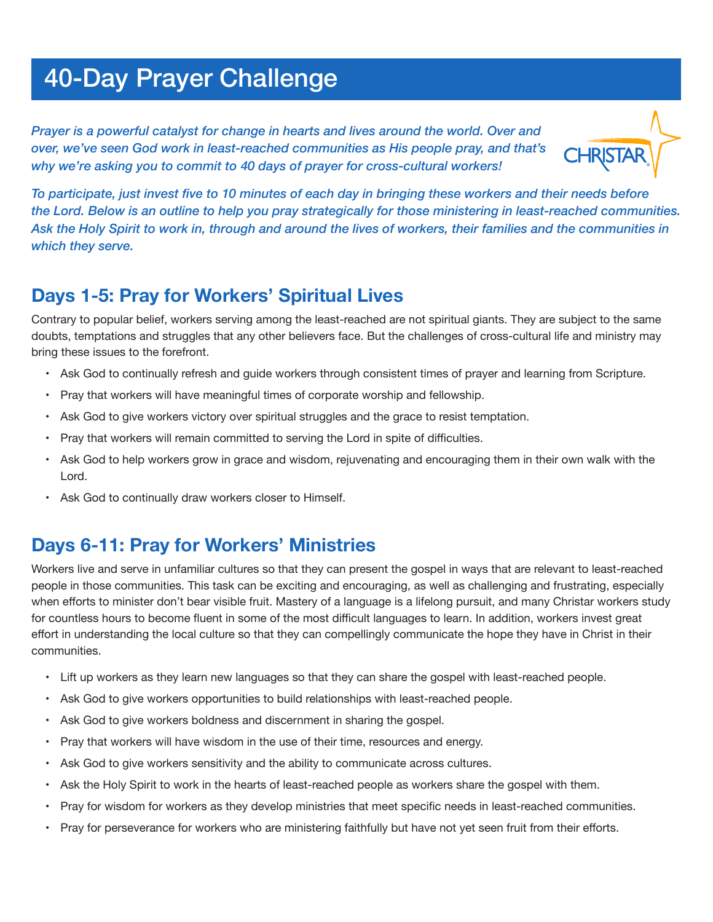# 40-Day Prayer Challenge

*Prayer is a powerful catalyst for change in hearts and lives around the world. Over and over, we've seen God work in least-reached communities as His people pray, and that's why we're asking you to commit to 40 days of prayer for cross-cultural workers!*

*To participate, just invest five to 10 minutes of each day in bringing these workers and their needs before the Lord. Below is an outline to help you pray strategically for those ministering in least-reached communities. Ask the Holy Spirit to work in, through and around the lives of workers, their families and the communities in which they serve.*

## Days 1-5: Pray for Workers' Spiritual Lives

Contrary to popular belief, workers serving among the least-reached are not spiritual giants. They are subject to the same doubts, temptations and struggles that any other believers face. But the challenges of cross-cultural life and ministry may bring these issues to the forefront.

- Ask God to continually refresh and guide workers through consistent times of prayer and learning from Scripture.
- Pray that workers will have meaningful times of corporate worship and fellowship.
- Ask God to give workers victory over spiritual struggles and the grace to resist temptation.
- Pray that workers will remain committed to serving the Lord in spite of difficulties.
- Ask God to help workers grow in grace and wisdom, rejuvenating and encouraging them in their own walk with the Lord.
- Ask God to continually draw workers closer to Himself.

## Days 6-11: Pray for Workers' Ministries

Workers live and serve in unfamiliar cultures so that they can present the gospel in ways that are relevant to least-reached people in those communities. This task can be exciting and encouraging, as well as challenging and frustrating, especially when efforts to minister don't bear visible fruit. Mastery of a language is a lifelong pursuit, and many Christar workers study for countless hours to become fluent in some of the most difficult languages to learn. In addition, workers invest great effort in understanding the local culture so that they can compellingly communicate the hope they have in Christ in their communities.

- Lift up workers as they learn new languages so that they can share the gospel with least-reached people.
- Ask God to give workers opportunities to build relationships with least-reached people.
- Ask God to give workers boldness and discernment in sharing the gospel.
- Pray that workers will have wisdom in the use of their time, resources and energy.
- Ask God to give workers sensitivity and the ability to communicate across cultures.
- Ask the Holy Spirit to work in the hearts of least-reached people as workers share the gospel with them.
- Pray for wisdom for workers as they develop ministries that meet specific needs in least-reached communities.
- Pray for perseverance for workers who are ministering faithfully but have not yet seen fruit from their efforts.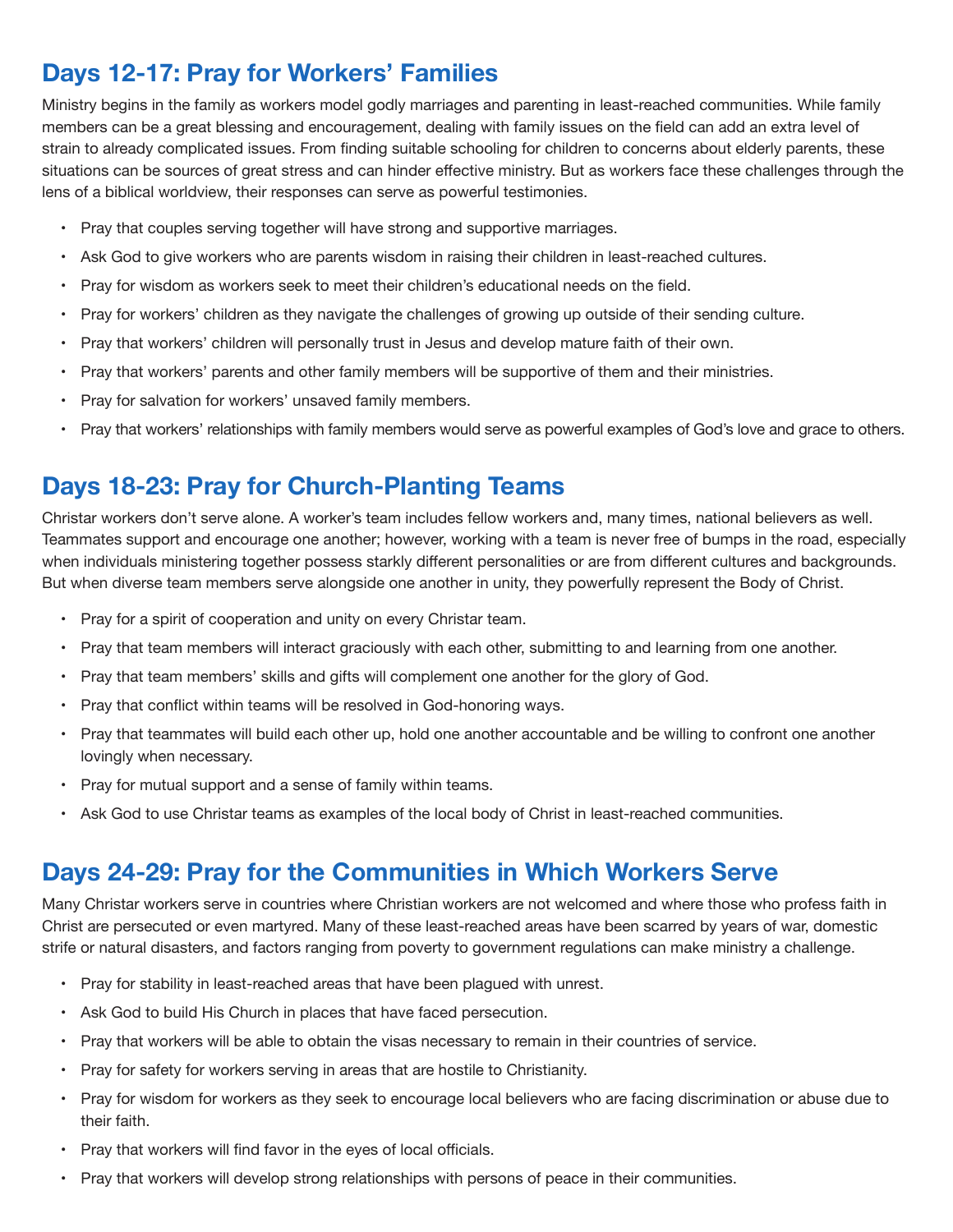## Days 12-17: Pray for Workers' Families

Ministry begins in the family as workers model godly marriages and parenting in least-reached communities. While family members can be a great blessing and encouragement, dealing with family issues on the field can add an extra level of strain to already complicated issues. From finding suitable schooling for children to concerns about elderly parents, these situations can be sources of great stress and can hinder effective ministry. But as workers face these challenges through the lens of a biblical worldview, their responses can serve as powerful testimonies.

- Pray that couples serving together will have strong and supportive marriages.
- Ask God to give workers who are parents wisdom in raising their children in least-reached cultures.
- Pray for wisdom as workers seek to meet their children's educational needs on the field.
- Pray for workers' children as they navigate the challenges of growing up outside of their sending culture.
- Pray that workers' children will personally trust in Jesus and develop mature faith of their own.
- Pray that workers' parents and other family members will be supportive of them and their ministries.
- Pray for salvation for workers' unsaved family members.
- Pray that workers' relationships with family members would serve as powerful examples of God's love and grace to others.

## Days 18-23: Pray for Church-Planting Teams

Christar workers don't serve alone. A worker's team includes fellow workers and, many times, national believers as well. Teammates support and encourage one another; however, working with a team is never free of bumps in the road, especially when individuals ministering together possess starkly different personalities or are from different cultures and backgrounds. But when diverse team members serve alongside one another in unity, they powerfully represent the Body of Christ.

- Pray for a spirit of cooperation and unity on every Christar team.
- Pray that team members will interact graciously with each other, submitting to and learning from one another.
- Pray that team members' skills and gifts will complement one another for the glory of God.
- Pray that conflict within teams will be resolved in God-honoring ways.
- Pray that teammates will build each other up, hold one another accountable and be willing to confront one another lovingly when necessary.
- Pray for mutual support and a sense of family within teams.
- Ask God to use Christar teams as examples of the local body of Christ in least-reached communities.

## Days 24-29: Pray for the Communities in Which Workers Serve

Many Christar workers serve in countries where Christian workers are not welcomed and where those who profess faith in Christ are persecuted or even martyred. Many of these least-reached areas have been scarred by years of war, domestic strife or natural disasters, and factors ranging from poverty to government regulations can make ministry a challenge.

- Pray for stability in least-reached areas that have been plagued with unrest.
- Ask God to build His Church in places that have faced persecution.
- Pray that workers will be able to obtain the visas necessary to remain in their countries of service.
- Pray for safety for workers serving in areas that are hostile to Christianity.
- Pray for wisdom for workers as they seek to encourage local believers who are facing discrimination or abuse due to their faith.
- Pray that workers will find favor in the eyes of local officials.
- Pray that workers will develop strong relationships with persons of peace in their communities.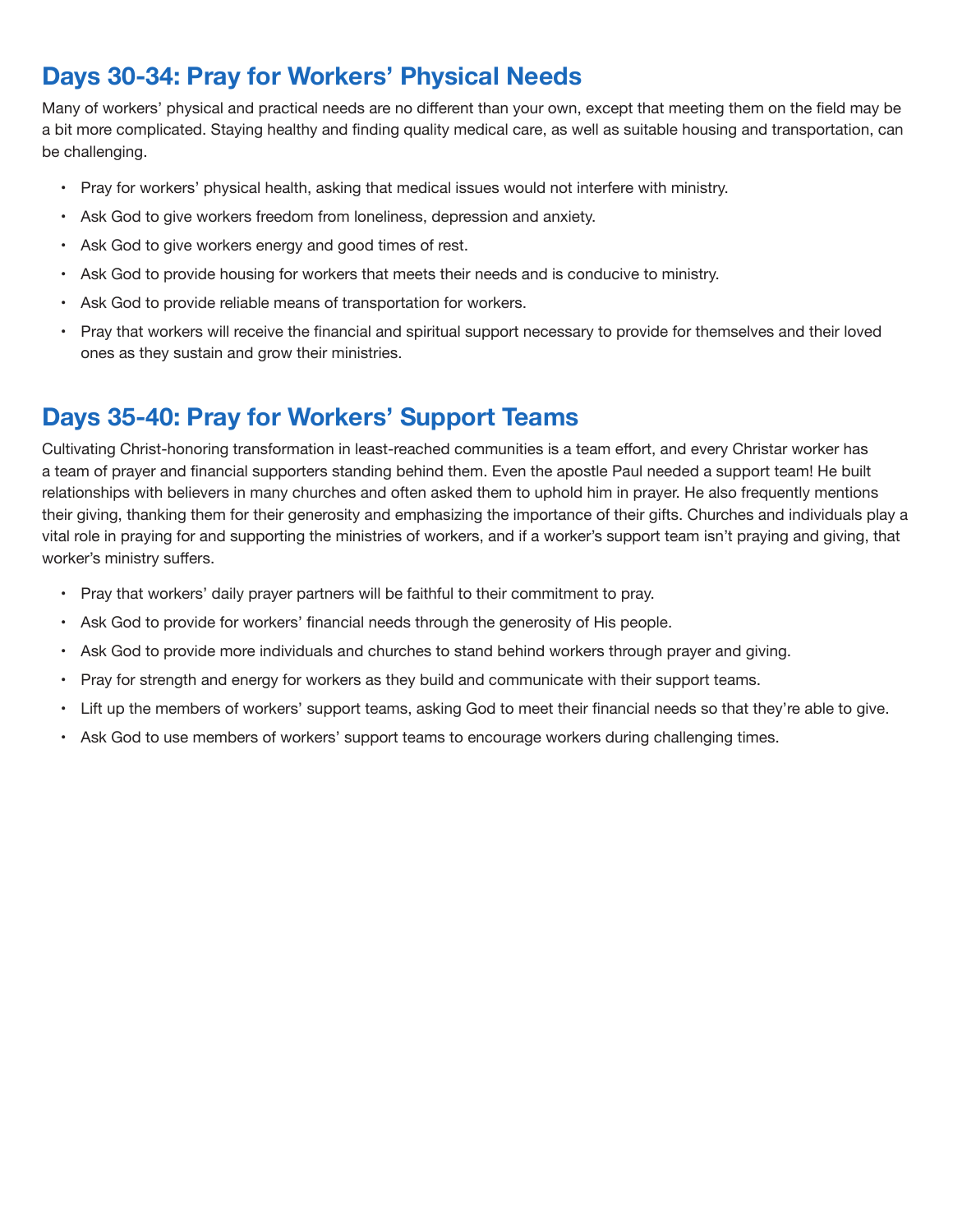## Days 30-34: Pray for Workers' Physical Needs

Many of workers' physical and practical needs are no different than your own, except that meeting them on the field may be a bit more complicated. Staying healthy and finding quality medical care, as well as suitable housing and transportation, can be challenging.

- Pray for workers' physical health, asking that medical issues would not interfere with ministry.
- Ask God to give workers freedom from loneliness, depression and anxiety.
- Ask God to give workers energy and good times of rest.
- Ask God to provide housing for workers that meets their needs and is conducive to ministry.
- Ask God to provide reliable means of transportation for workers.
- Pray that workers will receive the financial and spiritual support necessary to provide for themselves and their loved ones as they sustain and grow their ministries.

## Days 35-40: Pray for Workers' Support Teams

Cultivating Christ-honoring transformation in least-reached communities is a team effort, and every Christar worker has a team of prayer and financial supporters standing behind them. Even the apostle Paul needed a support team! He built relationships with believers in many churches and often asked them to uphold him in prayer. He also frequently mentions their giving, thanking them for their generosity and emphasizing the importance of their gifts. Churches and individuals play a vital role in praying for and supporting the ministries of workers, and if a worker's support team isn't praying and giving, that worker's ministry suffers.

- Pray that workers' daily prayer partners will be faithful to their commitment to pray.
- Ask God to provide for workers' financial needs through the generosity of His people.
- Ask God to provide more individuals and churches to stand behind workers through prayer and giving.
- Pray for strength and energy for workers as they build and communicate with their support teams.
- Lift up the members of workers' support teams, asking God to meet their financial needs so that they're able to give.
- Ask God to use members of workers' support teams to encourage workers during challenging times.